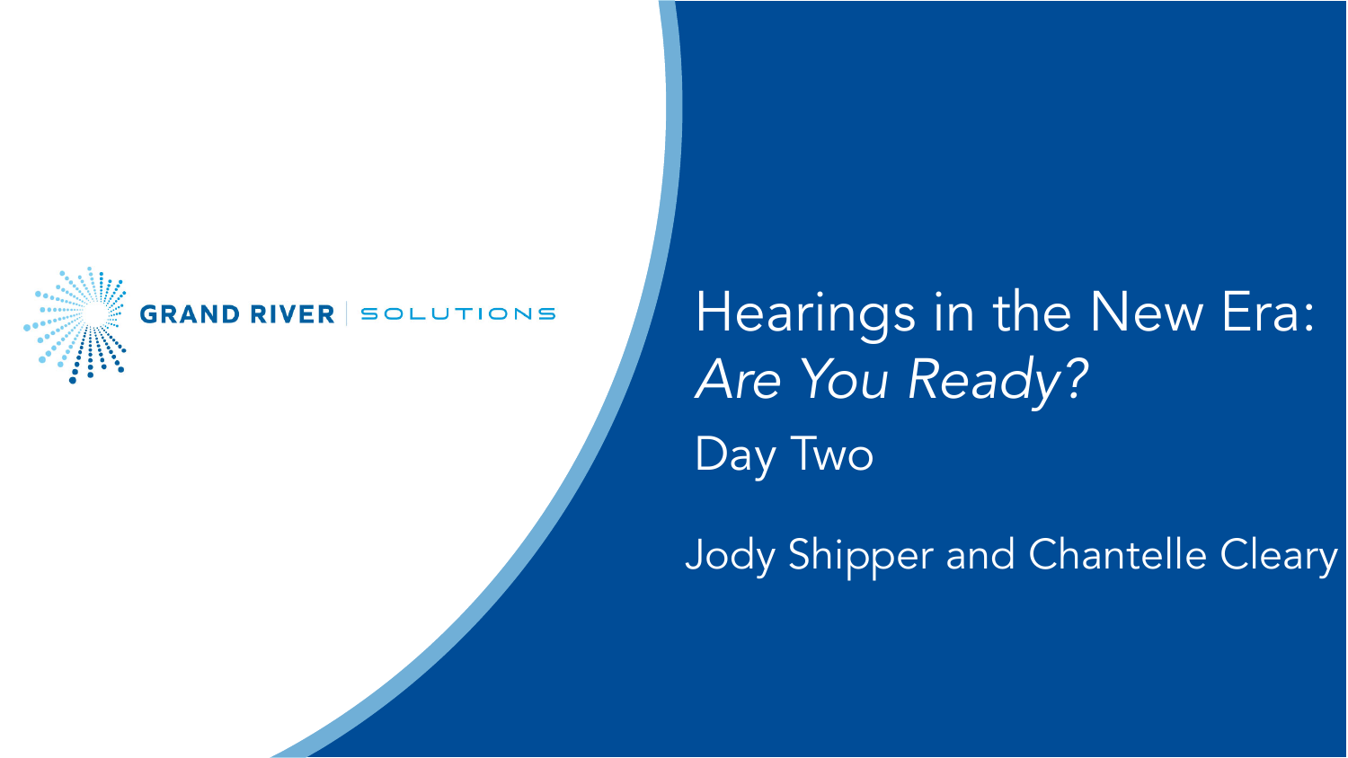GRAND RIVER | SOLUTIONS

# Hearings in the New Era: *Are You Ready?*

## Day Two

Jody Shipper and Chantelle Cleary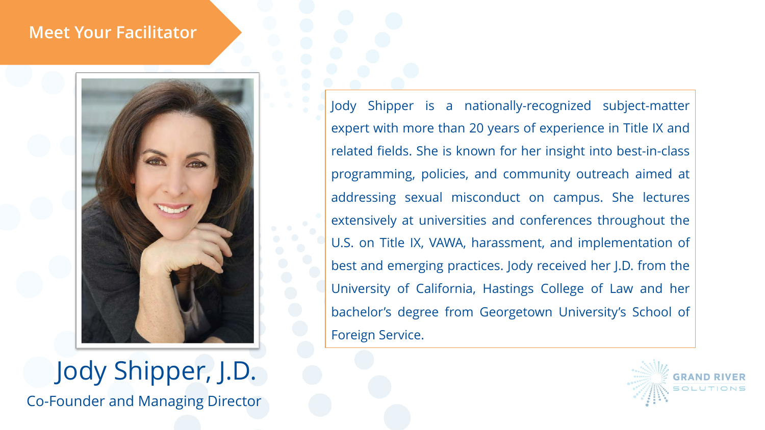## Meet Your Facilitator

# Jody Shipper, J.D.

Co-Founder and Managing Director

Jody Shipper is a nationally-recognized subject-matter expert with more than 20 years of experience in Title IX and related fields. She is known for her insight into best-in-class programming, policies, and community outreach aimed at addressing sexual misconduct on campus. She lectures extensively at universities and conferences throughout the U.S. on Title IX, VAWA, harassment, and implementation of best and emerging practices. Jody received her J.D. from the University of California, Hastings College of Law and her bachelor's degree from Georgetown University's School of Foreign Service.

GRAND RIVER SOLUTIONS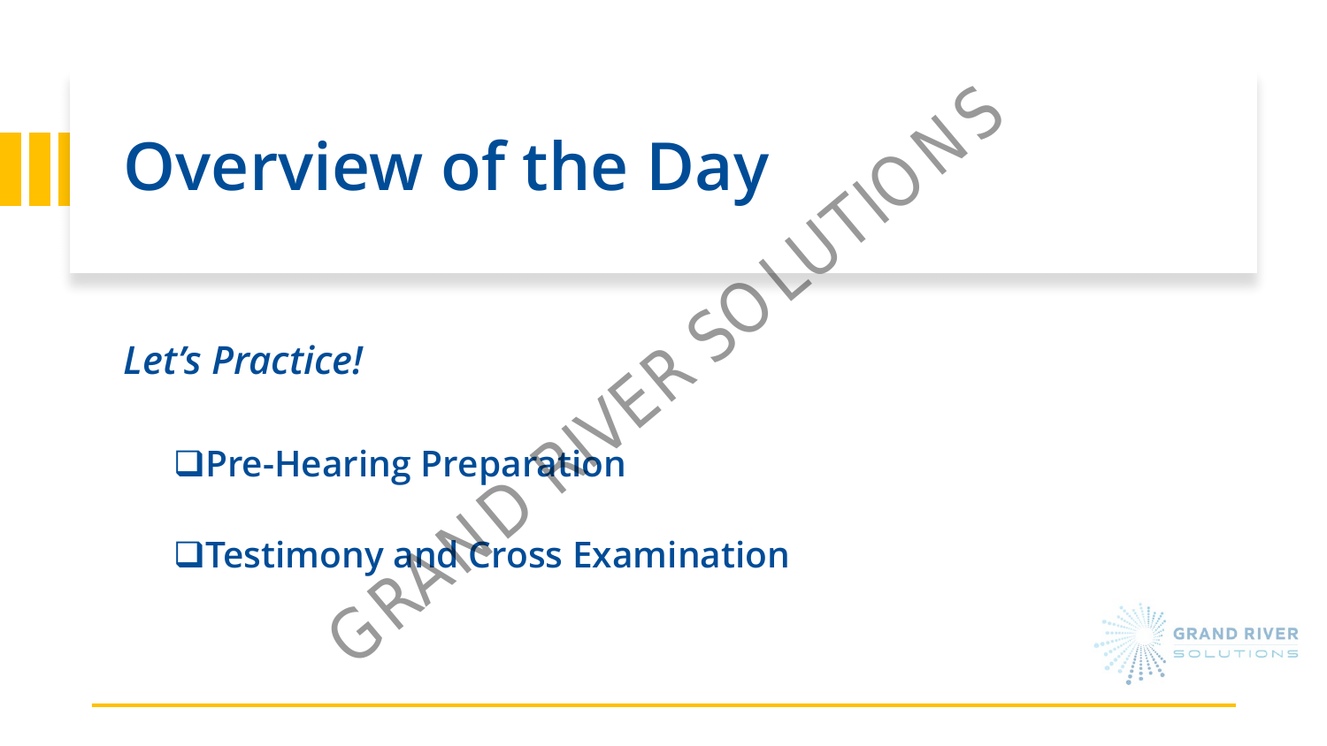# Overview of the Day

*Let's Practice!*

- ❑Pre-Hearing Preparation
- ❑Testimony and Cross Examination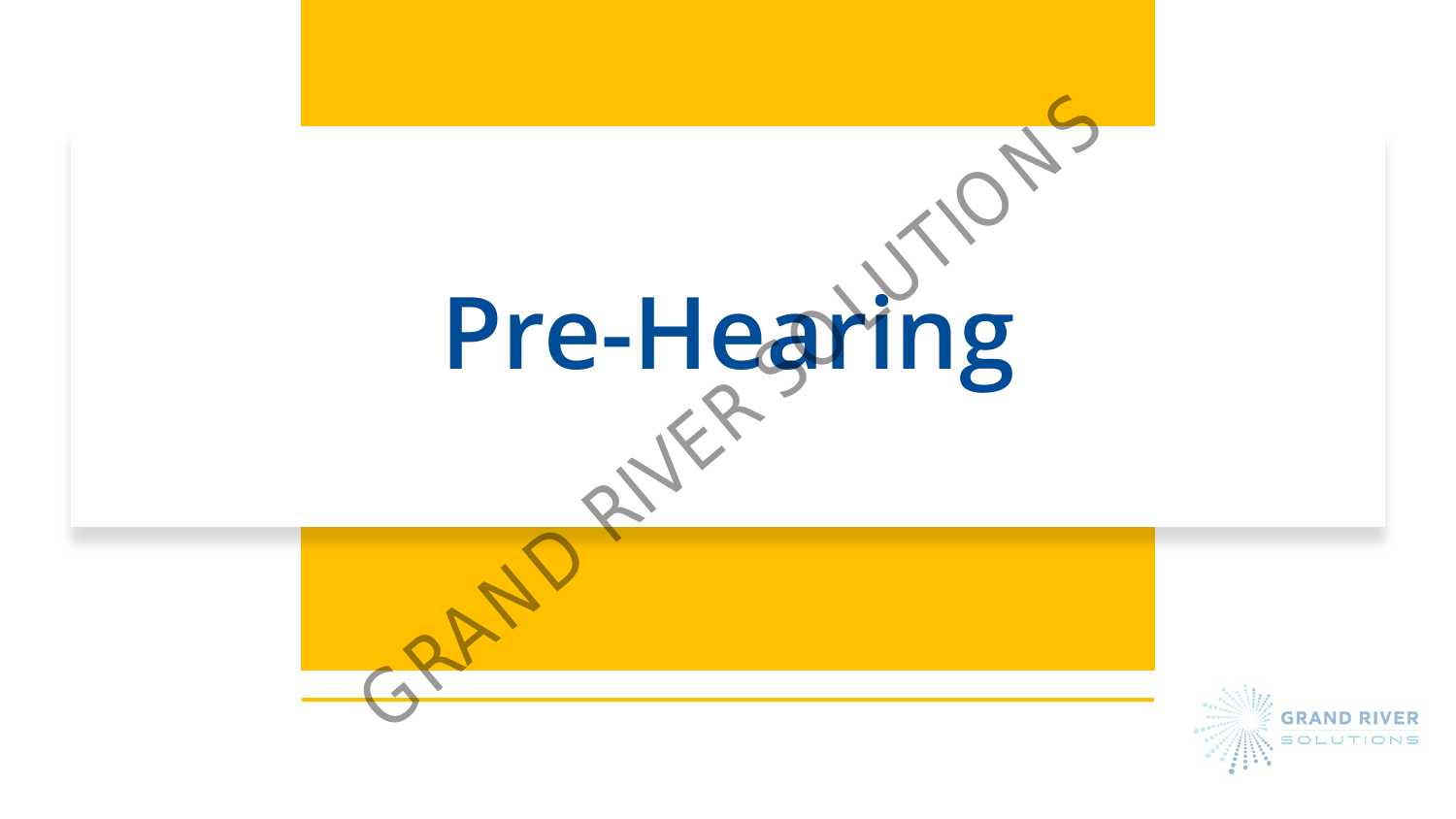# Pre-Hearing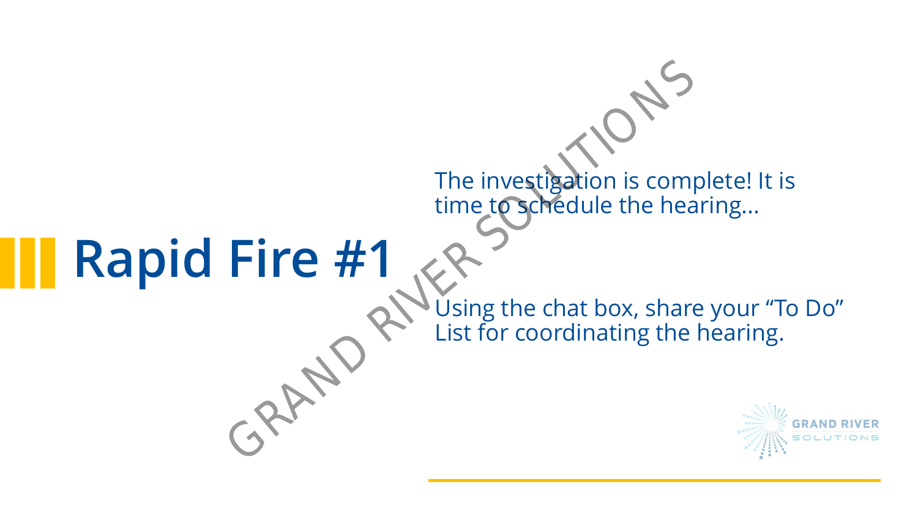# Rapid Fire #1

The investigation is complete! It is time to schedule the hearing...

Using the chat box, share your “To Do” List for coordinating the hearing.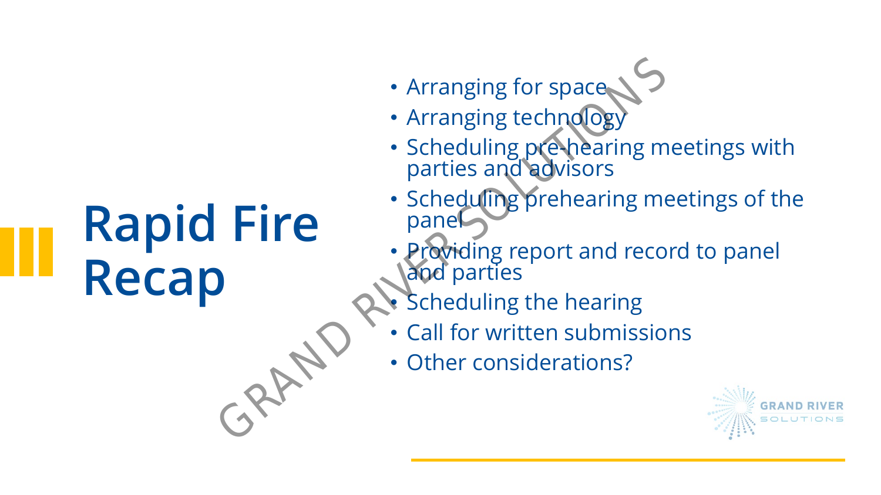# Rapid Fire Recap

- Arranging for space
- Arranging technology
- Scheduling pre-hearing meetings with parties and advisors
- Scheduling prehearing meetings of the panel
- Providing report and record to panel and parties
- Scheduling the hearing
- Call for written submissions
- Other considerations?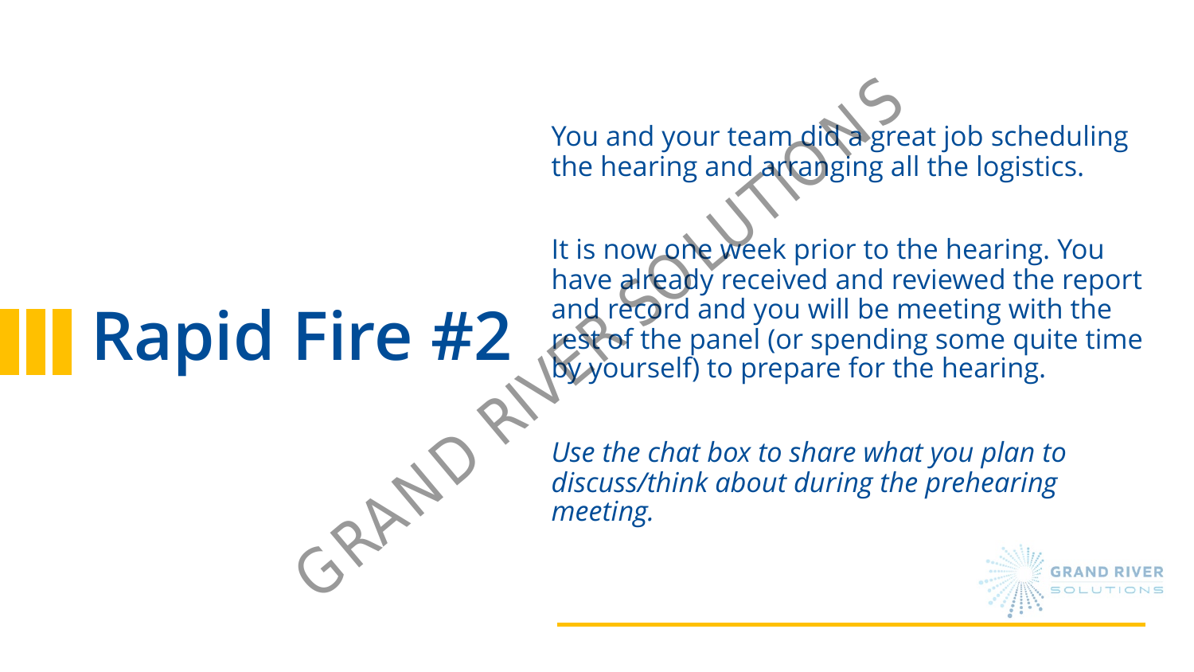# Rapid Fire #2

You and your team did a great job scheduling the hearing and arranging all the logistics.

It is now one week prior to the hearing. You have already received and reviewed the report and record and you will be meeting with the rest of the panel (or spending some quite time by yourself) to prepare for the hearing.

*Use the chat box to share what you plan to discuss/think about during the prehearing meeting.*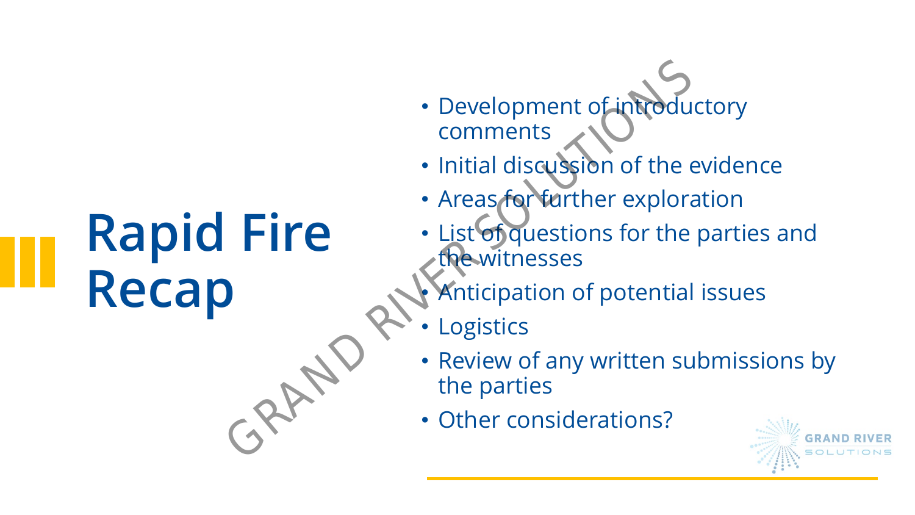# Rapid Fire Recap

- Development of introductory comments
- Initial discussion of the evidence
- Areas for further exploration
- List of questions for the parties and the witnesses
- Anticipation of potential issues
- Logistics
- Review of any written submissions by the parties
- Other considerations?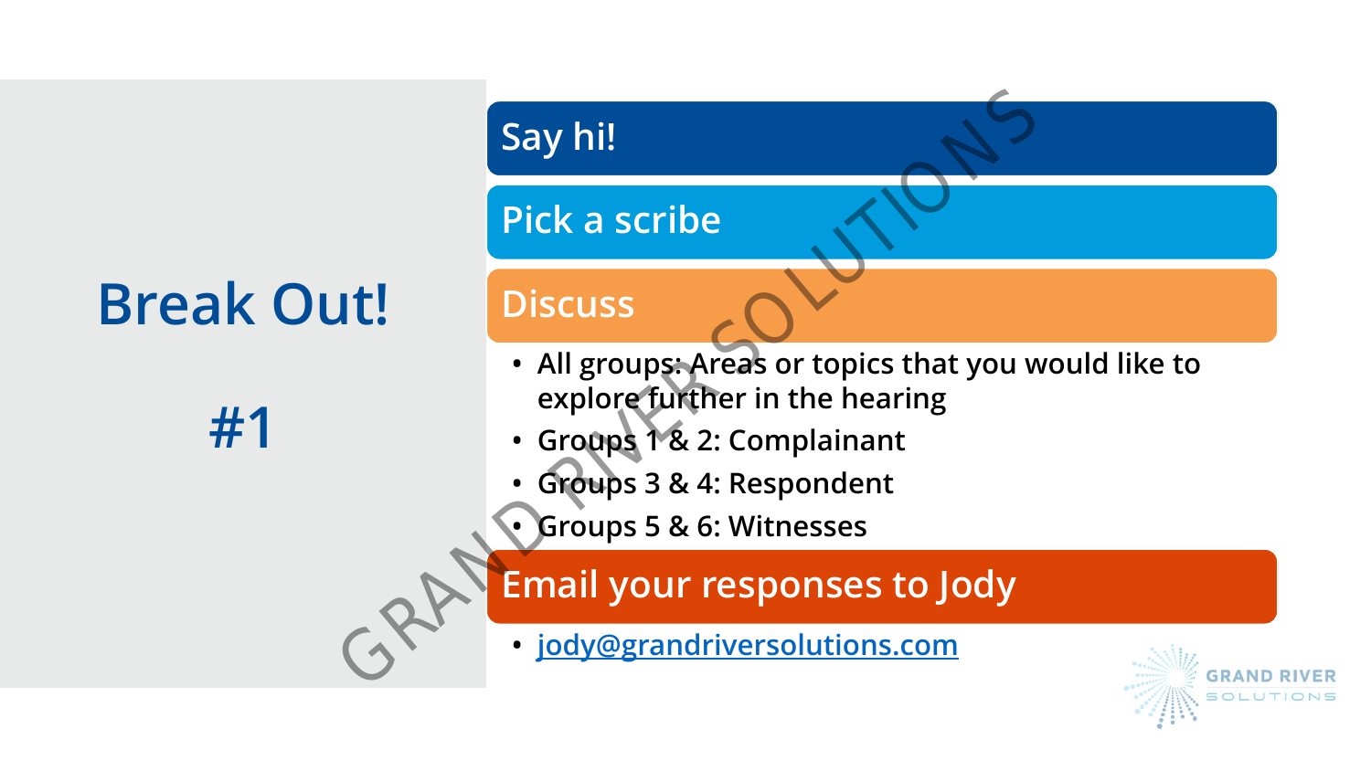# Break Out!

# #1

## Say hi!

## Pick a scribe

## Discuss

- All groups: Areas or topics that you would like to explore further in the hearing
- Groups 1 & 2: Complainant
- Groups 3 & 4: Respondent
- Groups 5 & 6: Witnesses

## Email your responses to Jody

- jody@grandriversolutions.com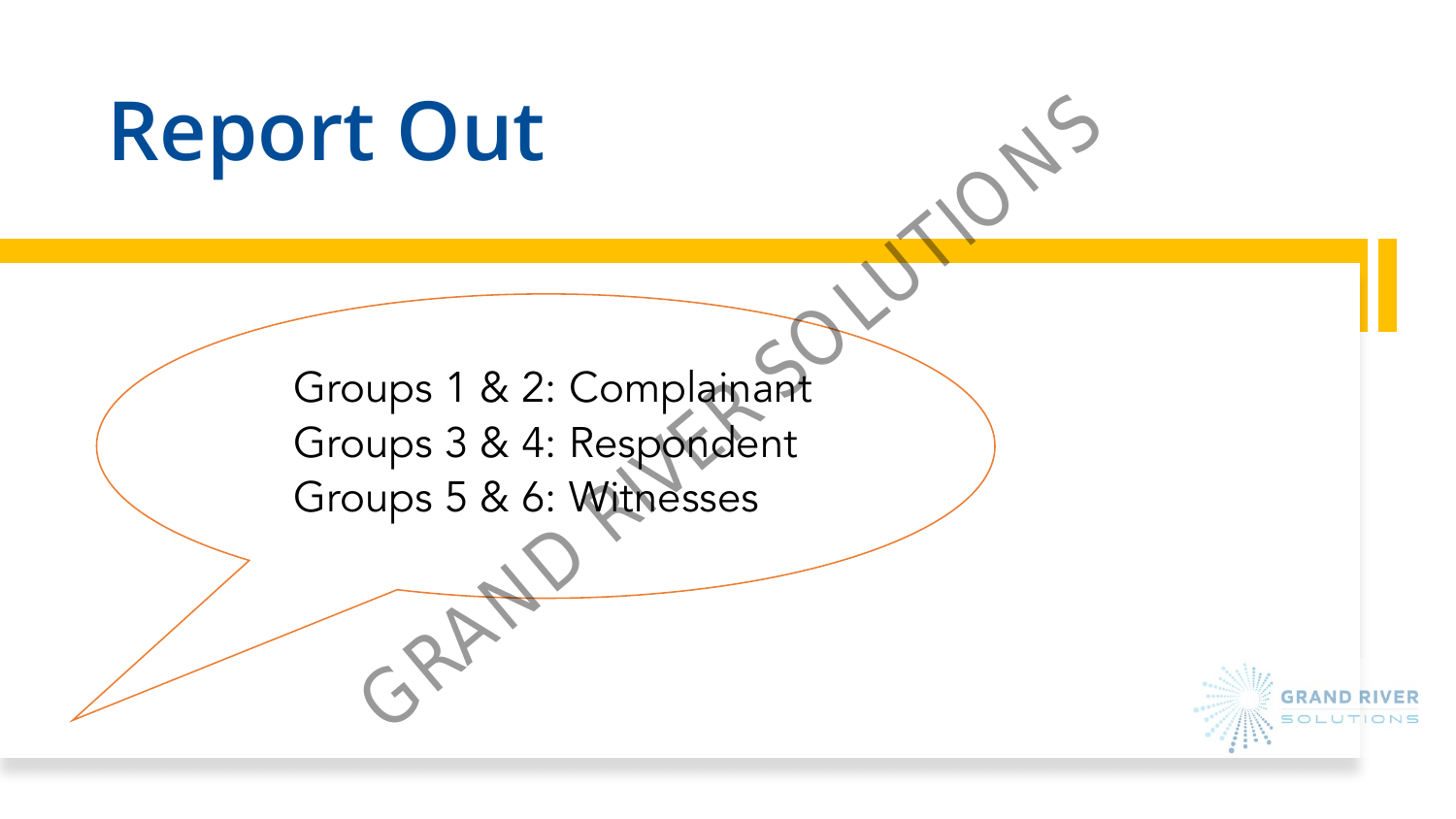# Report Out

Groups 1 & 2: Complainant
Groups 3 & 4: Respondent
Groups 5 & 6: Witnesses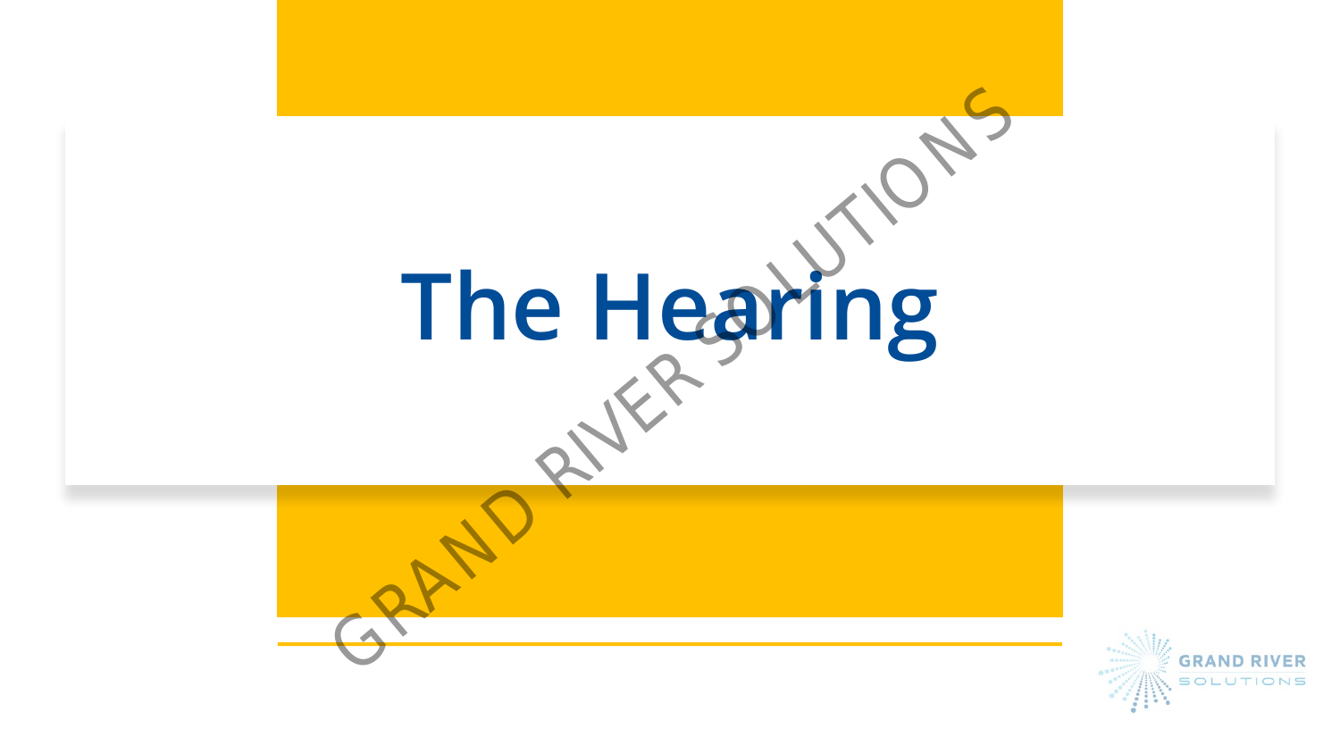# The Hearing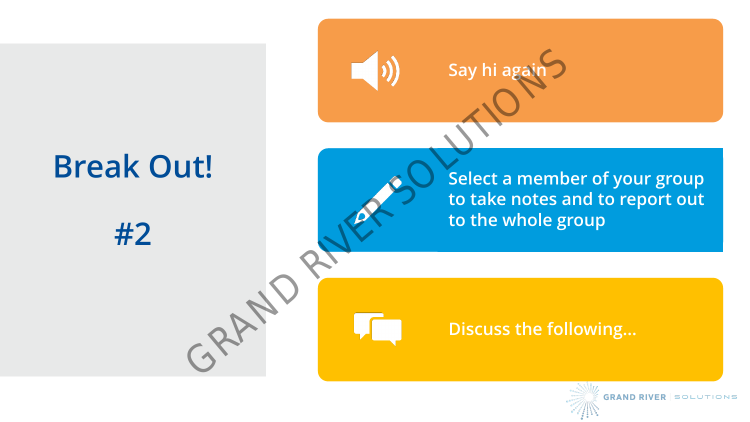# Break Out!

## #2

- Say hi again
- Select a member of your group to take notes and to report out to the whole group
- Discuss the following…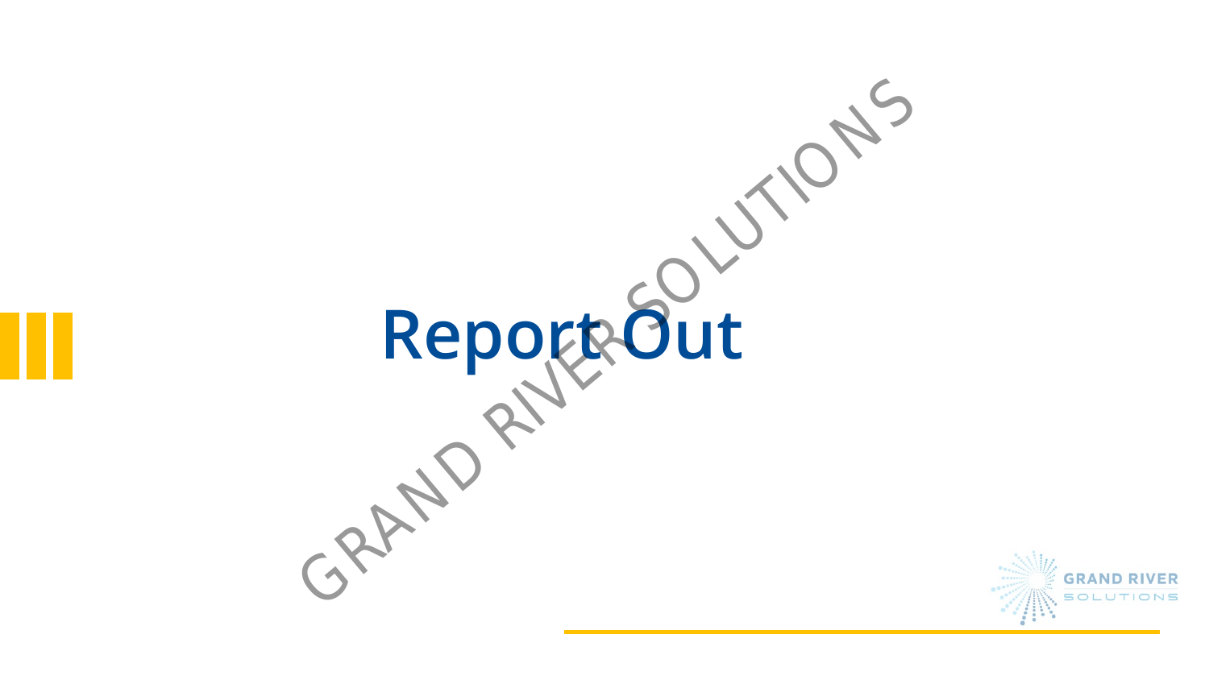# Report Out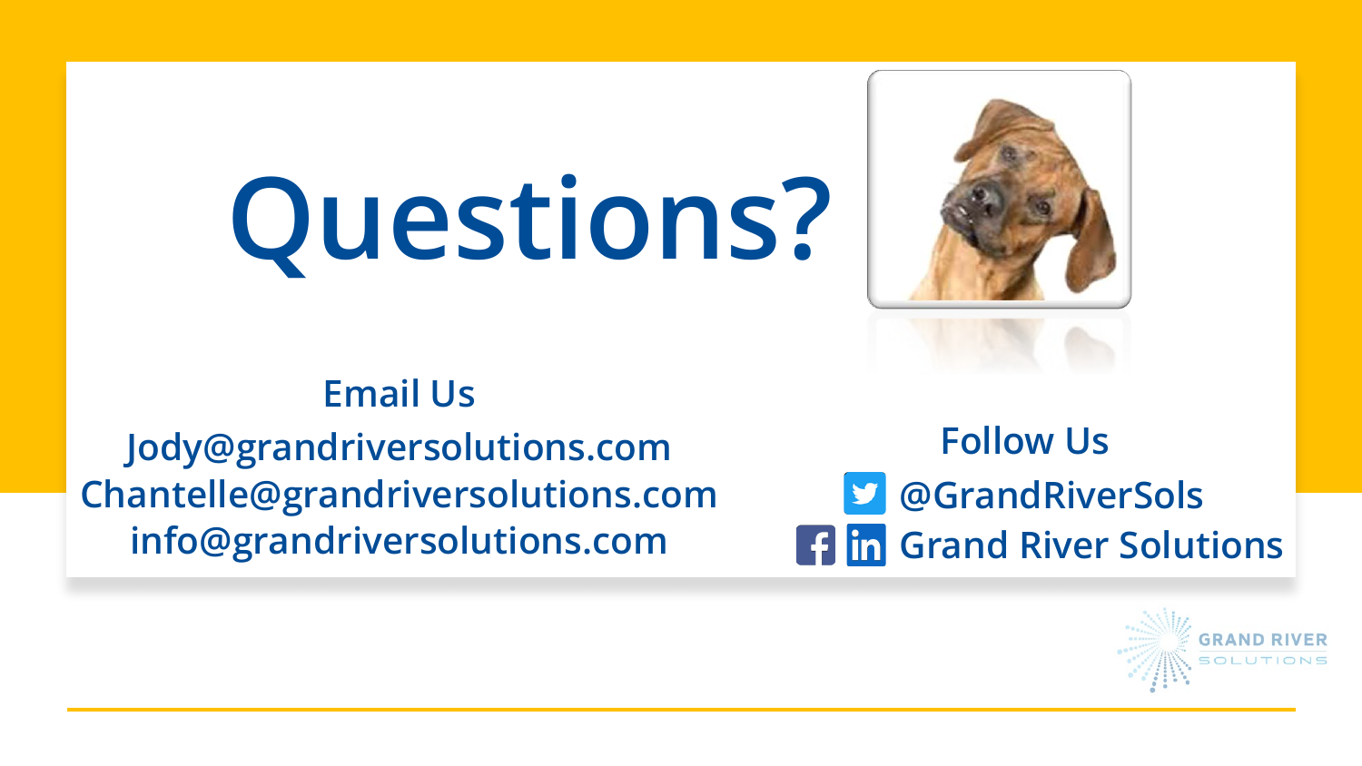# Questions?

**Email Us**

Jody@grandriversolutions.com
Chantelle@grandriversolutions.com
info@grandriversolutions.com

**Follow Us**

@GrandRiverSols
Grand River Solutions

GRAND RIVER SOLUTIONS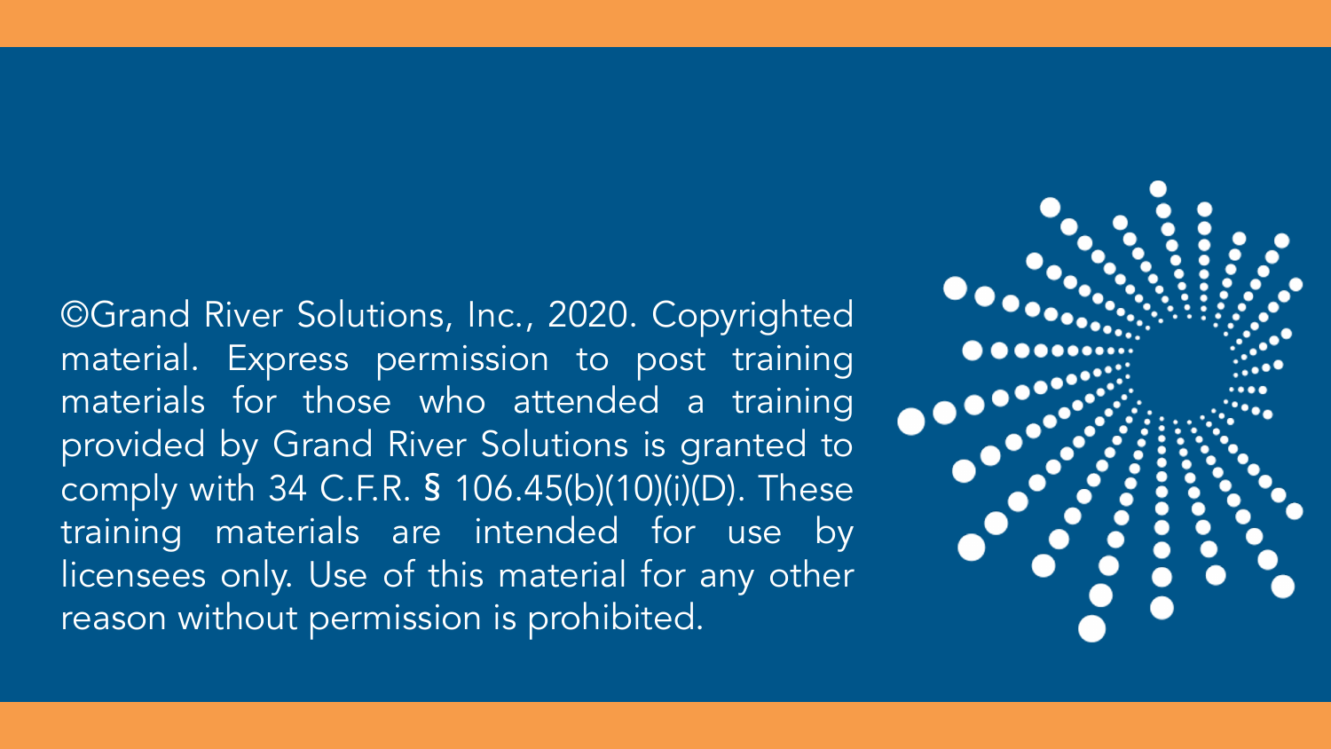©Grand River Solutions, Inc., 2020. Copyrighted material. Express permission to post training materials for those who attended a training provided by Grand River Solutions is granted to comply with 34 C.F.R. § 106.45(b)(10)(i)(D). These training materials are intended for use by licensees only. Use of this material for any other reason without permission is prohibited.